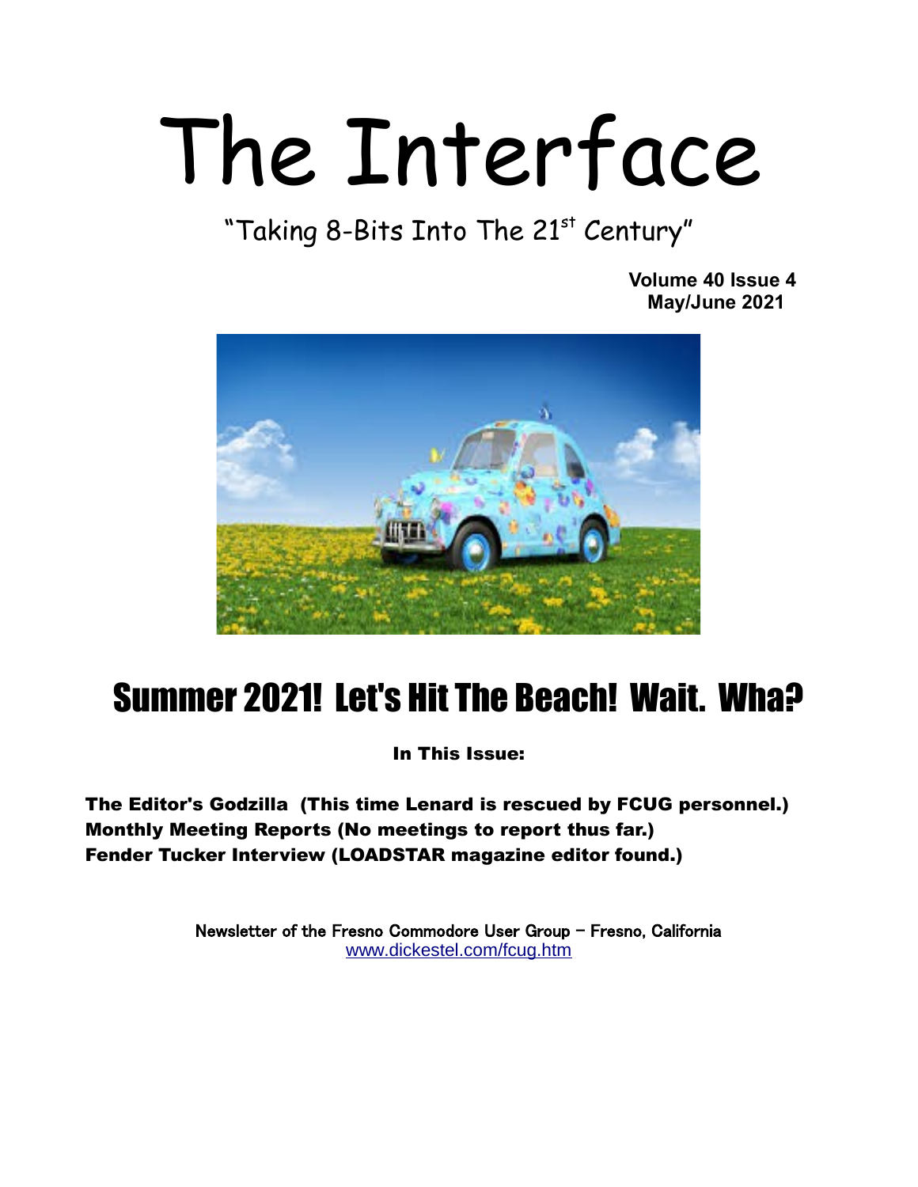# The Interface

"Taking 8-Bits Into The 21st Century"

**Volume 40 Issue 4**
**May/June 2021**

## Summer 2021! Let's Hit The Beach! Wait. Wha?

**In This Issue:**

**The Editor's Godzilla (This time Lenard is rescued by FCUG personnel.)**
**Monthly Meeting Reports (No meetings to report thus far.)**
**Fender Tucker Interview (LOADSTAR magazine editor found.)**

Newsletter of the Fresno Commodore User Group – Fresno, California
www.dickestel.com/fcug.htm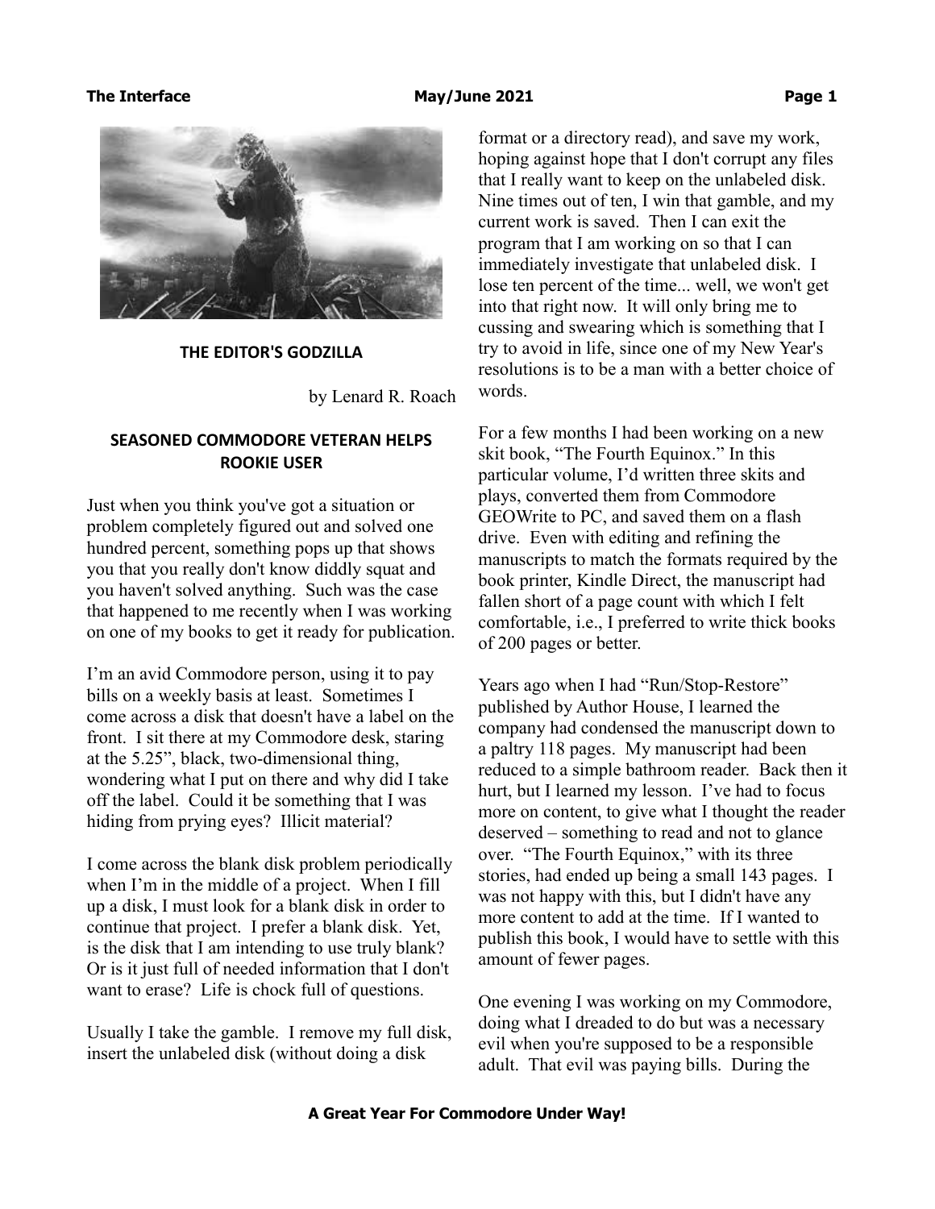## THE EDITOR'S GODZILLA

by Lenard R. Roach

### SEASONED COMMODORE VETERAN HELPS ROOKIE USER

Just when you think you've got a situation or problem completely figured out and solved one hundred percent, something pops up that shows you that you really don't know diddly squat and you haven't solved anything. Such was the case that happened to me recently when I was working on one of my books to get it ready for publication.

I'm an avid Commodore person, using it to pay bills on a weekly basis at least. Sometimes I come across a disk that doesn't have a label on the front. I sit there at my Commodore desk, staring at the 5.25", black, two-dimensional thing, wondering what I put on there and why did I take off the label. Could it be something that I was hiding from prying eyes? Illicit material?

I come across the blank disk problem periodically when I'm in the middle of a project. When I fill up a disk, I must look for a blank disk in order to continue that project. I prefer a blank disk. Yet, is the disk that I am intending to use truly blank? Or is it just full of needed information that I don't want to erase? Life is chock full of questions.

Usually I take the gamble. I remove my full disk, insert the unlabeled disk (without doing a disk format or a directory read), and save my work, hoping against hope that I don't corrupt any files that I really want to keep on the unlabeled disk. Nine times out of ten, I win that gamble, and my current work is saved. Then I can exit the program that I am working on so that I can immediately investigate that unlabeled disk. I lose ten percent of the time... well, we won't get into that right now. It will only bring me to cussing and swearing which is something that I try to avoid in life, since one of my New Year's resolutions is to be a man with a better choice of words.

For a few months I had been working on a new skit book, "The Fourth Equinox." In this particular volume, I'd written three skits and plays, converted them from Commodore GEOWrite to PC, and saved them on a flash drive. Even with editing and refining the manuscripts to match the formats required by the book printer, Kindle Direct, the manuscript had fallen short of a page count with which I felt comfortable, i.e., I preferred to write thick books of 200 pages or better.

Years ago when I had "Run/Stop-Restore" published by Author House, I learned the company had condensed the manuscript down to a paltry 118 pages. My manuscript had been reduced to a simple bathroom reader. Back then it hurt, but I learned my lesson. I've had to focus more on content, to give what I thought the reader deserved – something to read and not to glance over. "The Fourth Equinox," with its three stories, had ended up being a small 143 pages. I was not happy with this, but I didn't have any more content to add at the time. If I wanted to publish this book, I would have to settle with this amount of fewer pages.

One evening I was working on my Commodore, doing what I dreaded to do but was a necessary evil when you're supposed to be a responsible adult. That evil was paying bills. During the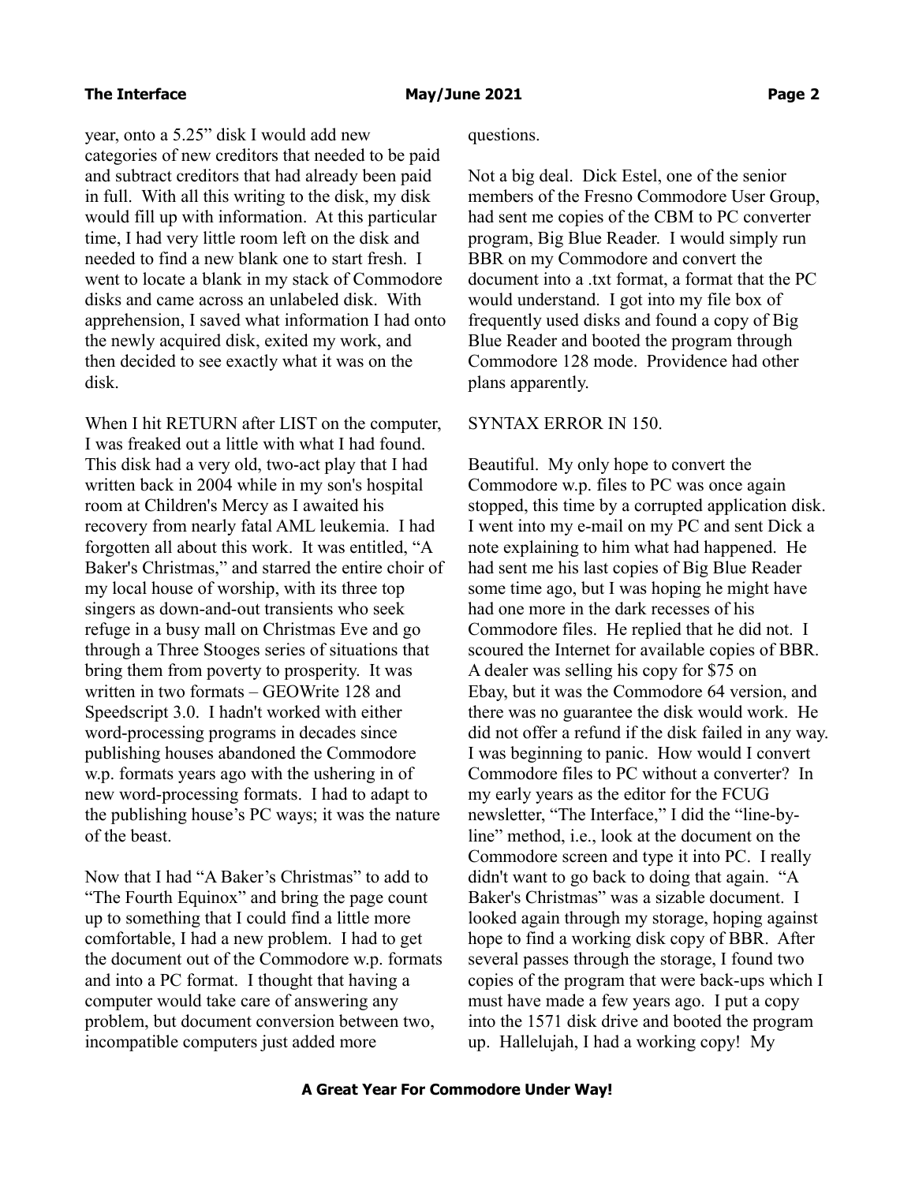year, onto a 5.25" disk I would add new categories of new creditors that needed to be paid and subtract creditors that had already been paid in full. With all this writing to the disk, my disk would fill up with information. At this particular time, I had very little room left on the disk and needed to find a new blank one to start fresh. I went to locate a blank in my stack of Commodore disks and came across an unlabeled disk. With apprehension, I saved what information I had onto the newly acquired disk, exited my work, and then decided to see exactly what it was on the disk.

When I hit RETURN after LIST on the computer, I was freaked out a little with what I had found. This disk had a very old, two-act play that I had written back in 2004 while in my son's hospital room at Children's Mercy as I awaited his recovery from nearly fatal AML leukemia. I had forgotten all about this work. It was entitled, "A Baker's Christmas," and starred the entire choir of my local house of worship, with its three top singers as down-and-out transients who seek refuge in a busy mall on Christmas Eve and go through a Three Stooges series of situations that bring them from poverty to prosperity. It was written in two formats – GEOWrite 128 and Speedscript 3.0. I hadn't worked with either word-processing programs in decades since publishing houses abandoned the Commodore w.p. formats years ago with the ushering in of new word-processing formats. I had to adapt to the publishing house's PC ways; it was the nature of the beast.

Now that I had "A Baker's Christmas" to add to "The Fourth Equinox" and bring the page count up to something that I could find a little more comfortable, I had a new problem. I had to get the document out of the Commodore w.p. formats and into a PC format. I thought that having a computer would take care of answering any problem, but document conversion between two, incompatible computers just added more questions.

Not a big deal. Dick Estel, one of the senior members of the Fresno Commodore User Group, had sent me copies of the CBM to PC converter program, Big Blue Reader. I would simply run BBR on my Commodore and convert the document into a .txt format, a format that the PC would understand. I got into my file box of frequently used disks and found a copy of Big Blue Reader and booted the program through Commodore 128 mode. Providence had other plans apparently.

SYNTAX ERROR IN 150.

Beautiful. My only hope to convert the Commodore w.p. files to PC was once again stopped, this time by a corrupted application disk. I went into my e-mail on my PC and sent Dick a note explaining to him what had happened. He had sent me his last copies of Big Blue Reader some time ago, but I was hoping he might have had one more in the dark recesses of his Commodore files. He replied that he did not. I scoured the Internet for available copies of BBR. A dealer was selling his copy for $75 on Ebay, but it was the Commodore 64 version, and there was no guarantee the disk would work. He did not offer a refund if the disk failed in any way. I was beginning to panic. How would I convert Commodore files to PC without a converter? In my early years as the editor for the FCUG newsletter, "The Interface," I did the "line-by-line" method, i.e., look at the document on the Commodore screen and type it into PC. I really didn't want to go back to doing that again. "A Baker's Christmas" was a sizable document. I looked again through my storage, hoping against hope to find a working disk copy of BBR. After several passes through the storage, I found two copies of the program that were back-ups which I must have made a few years ago. I put a copy into the 1571 disk drive and booted the program up. Hallelujah, I had a working copy! My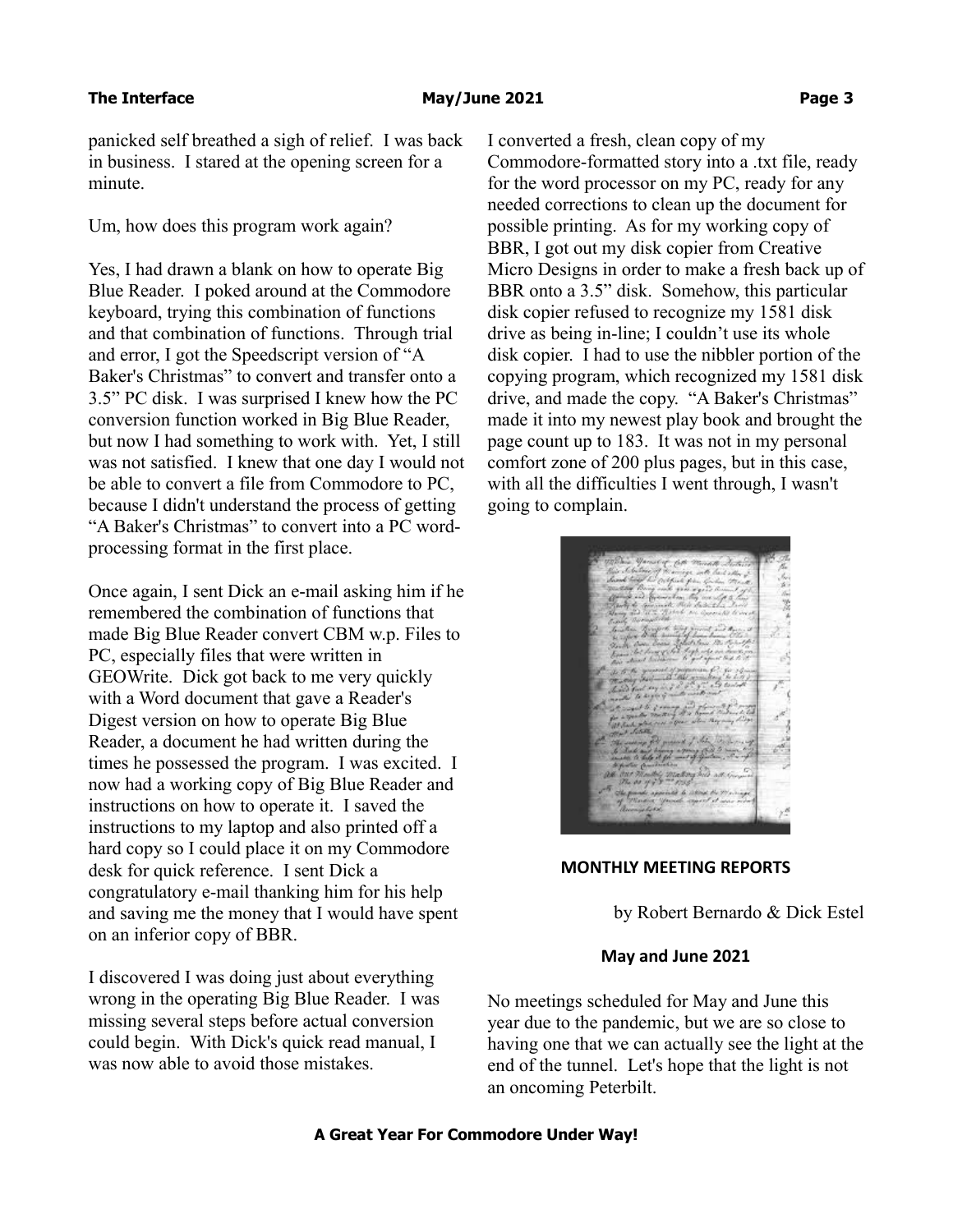panicked self breathed a sigh of relief. I was back in business. I stared at the opening screen for a minute.

Um, how does this program work again?

Yes, I had drawn a blank on how to operate Big Blue Reader. I poked around at the Commodore keyboard, trying this combination of functions and that combination of functions. Through trial and error, I got the Speedscript version of "A Baker's Christmas" to convert and transfer onto a 3.5" PC disk. I was surprised I knew how the PC conversion function worked in Big Blue Reader, but now I had something to work with. Yet, I still was not satisfied. I knew that one day I would not be able to convert a file from Commodore to PC, because I didn't understand the process of getting "A Baker's Christmas" to convert into a PC word-processing format in the first place.

Once again, I sent Dick an e-mail asking him if he remembered the combination of functions that made Big Blue Reader convert CBM w.p. Files to PC, especially files that were written in GEOWrite. Dick got back to me very quickly with a Word document that gave a Reader's Digest version on how to operate Big Blue Reader, a document he had written during the times he possessed the program. I was excited. I now had a working copy of Big Blue Reader and instructions on how to operate it. I saved the instructions to my laptop and also printed off a hard copy so I could place it on my Commodore desk for quick reference. I sent Dick a congratulatory e-mail thanking him for his help and saving me the money that I would have spent on an inferior copy of BBR.

I discovered I was doing just about everything wrong in the operating Big Blue Reader. I was missing several steps before actual conversion could begin. With Dick's quick read manual, I was now able to avoid those mistakes.

I converted a fresh, clean copy of my Commodore-formatted story into a .txt file, ready for the word processor on my PC, ready for any needed corrections to clean up the document for possible printing. As for my working copy of BBR, I got out my disk copier from Creative Micro Designs in order to make a fresh back up of BBR onto a 3.5" disk. Somehow, this particular disk copier refused to recognize my 1581 disk drive as being in-line; I couldn't use its whole disk copier. I had to use the nibbler portion of the copying program, which recognized my 1581 disk drive, and made the copy. "A Baker's Christmas" made it into my newest play book and brought the page count up to 183. It was not in my personal comfort zone of 200 plus pages, but in this case, with all the difficulties I went through, I wasn't going to complain.

## MONTHLY MEETING REPORTS

by Robert Bernardo & Dick Estel

### May and June 2021

No meetings scheduled for May and June this year due to the pandemic, but we are so close to having one that we can actually see the light at the end of the tunnel. Let's hope that the light is not an oncoming Peterbilt.

**A Great Year For Commodore Under Way!**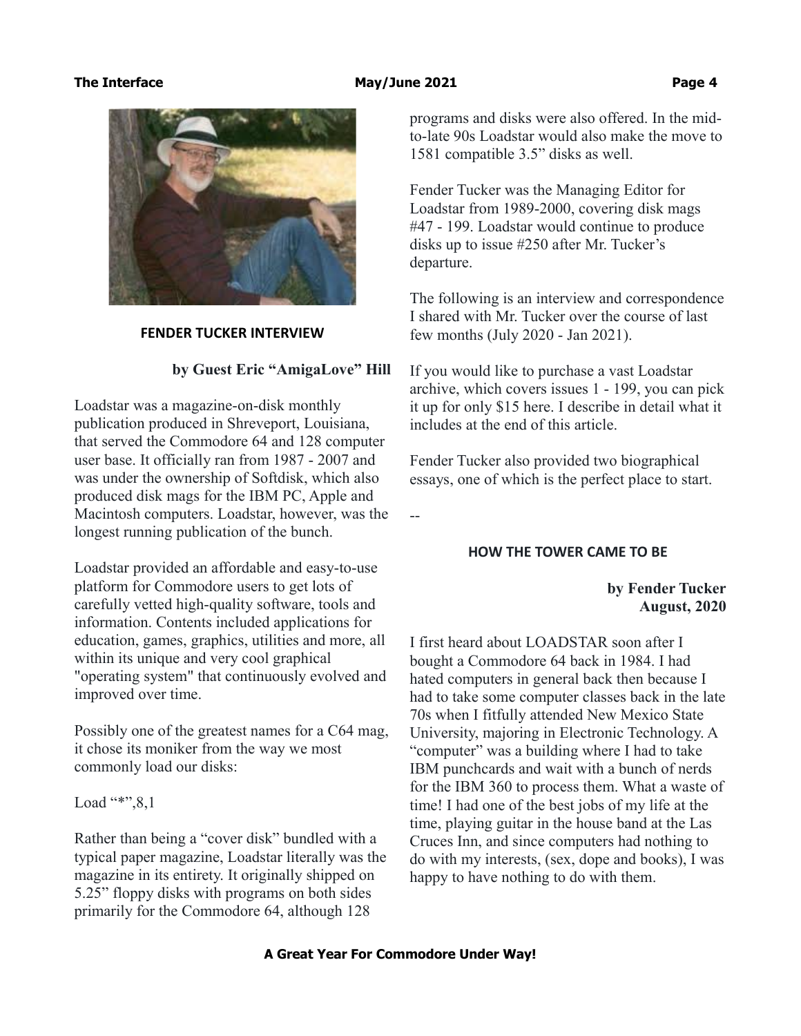## FENDER TUCKER INTERVIEW

**by Guest Eric "AmigaLove" Hill**

Loadstar was a magazine-on-disk monthly publication produced in Shreveport, Louisiana, that served the Commodore 64 and 128 computer user base. It officially ran from 1987 - 2007 and was under the ownership of Softdisk, which also produced disk mags for the IBM PC, Apple and Macintosh computers. Loadstar, however, was the longest running publication of the bunch.

Loadstar provided an affordable and easy-to-use platform for Commodore users to get lots of carefully vetted high-quality software, tools and information. Contents included applications for education, games, graphics, utilities and more, all within its unique and very cool graphical "operating system" that continuously evolved and improved over time.

Possibly one of the greatest names for a C64 mag, it chose its moniker from the way we most commonly load our disks:

Load "*",8,1

Rather than being a "cover disk" bundled with a typical paper magazine, Loadstar literally was the magazine in its entirety. It originally shipped on 5.25" floppy disks with programs on both sides primarily for the Commodore 64, although 128 programs and disks were also offered. In the mid-to-late 90s Loadstar would also make the move to 1581 compatible 3.5" disks as well.

Fender Tucker was the Managing Editor for Loadstar from 1989-2000, covering disk mags #47 - 199. Loadstar would continue to produce disks up to issue #250 after Mr. Tucker's departure.

The following is an interview and correspondence I shared with Mr. Tucker over the course of last few months (July 2020 - Jan 2021).

If you would like to purchase a vast Loadstar archive, which covers issues 1 - 199, you can pick it up for only $15 here. I describe in detail what it includes at the end of this article.

Fender Tucker also provided two biographical essays, one of which is the perfect place to start.

--

### HOW THE TOWER CAME TO BE

**by Fender Tucker**
**August, 2020**

I first heard about LOADSTAR soon after I bought a Commodore 64 back in 1984. I had hated computers in general back then because I had to take some computer classes back in the late 70s when I fitfully attended New Mexico State University, majoring in Electronic Technology. A "computer" was a building where I had to take IBM punchcards and wait with a bunch of nerds for the IBM 360 to process them. What a waste of time! I had one of the best jobs of my life at the time, playing guitar in the house band at the Las Cruces Inn, and since computers had nothing to do with my interests, (sex, dope and books), I was happy to have nothing to do with them.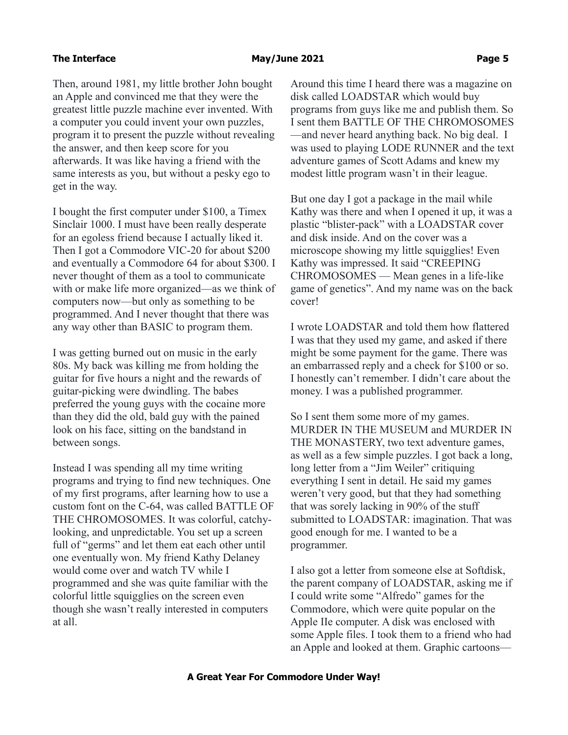Then, around 1981, my little brother John bought an Apple and convinced me that they were the greatest little puzzle machine ever invented. With a computer you could invent your own puzzles, program it to present the puzzle without revealing the answer, and then keep score for you afterwards. It was like having a friend with the same interests as you, but without a pesky ego to get in the way.

I bought the first computer under $100, a Timex Sinclair 1000. I must have been really desperate for an egoless friend because I actually liked it. Then I got a Commodore VIC-20 for about $200 and eventually a Commodore 64 for about $300. I never thought of them as a tool to communicate with or make life more organized—as we think of computers now—but only as something to be programmed. And I never thought that there was any way other than BASIC to program them.

I was getting burned out on music in the early 80s. My back was killing me from holding the guitar for five hours a night and the rewards of guitar-picking were dwindling. The babes preferred the young guys with the cocaine more than they did the old, bald guy with the pained look on his face, sitting on the bandstand in between songs.

Instead I was spending all my time writing programs and trying to find new techniques. One of my first programs, after learning how to use a custom font on the C-64, was called BATTLE OF THE CHROMOSOMES. It was colorful, catchy-looking, and unpredictable. You set up a screen full of "germs" and let them eat each other until one eventually won. My friend Kathy Delaney would come over and watch TV while I programmed and she was quite familiar with the colorful little squigglies on the screen even though she wasn't really interested in computers at all.

Around this time I heard there was a magazine on disk called LOADSTAR which would buy programs from guys like me and publish them. So I sent them BATTLE OF THE CHROMOSOMES—and never heard anything back. No big deal. I was used to playing LODE RUNNER and the text adventure games of Scott Adams and knew my modest little program wasn't in their league.

But one day I got a package in the mail while Kathy was there and when I opened it up, it was a plastic "blister-pack" with a LOADSTAR cover and disk inside. And on the cover was a microscope showing my little squigglies! Even Kathy was impressed. It said "CREEPING CHROMOSOMES — Mean genes in a life-like game of genetics". And my name was on the back cover!

I wrote LOADSTAR and told them how flattered I was that they used my game, and asked if there might be some payment for the game. There was an embarrassed reply and a check for $100 or so. I honestly can't remember. I didn't care about the money. I was a published programmer.

So I sent them some more of my games. MURDER IN THE MUSEUM and MURDER IN THE MONASTERY, two text adventure games, as well as a few simple puzzles. I got back a long, long letter from a "Jim Weiler" critiquing everything I sent in detail. He said my games weren't very good, but that they had something that was sorely lacking in 90% of the stuff submitted to LOADSTAR: imagination. That was good enough for me. I wanted to be a programmer.

I also got a letter from someone else at Softdisk, the parent company of LOADSTAR, asking me if I could write some "Alfredo" games for the Commodore, which were quite popular on the Apple IIe computer. A disk was enclosed with some Apple files. I took them to a friend who had an Apple and looked at them. Graphic cartoons—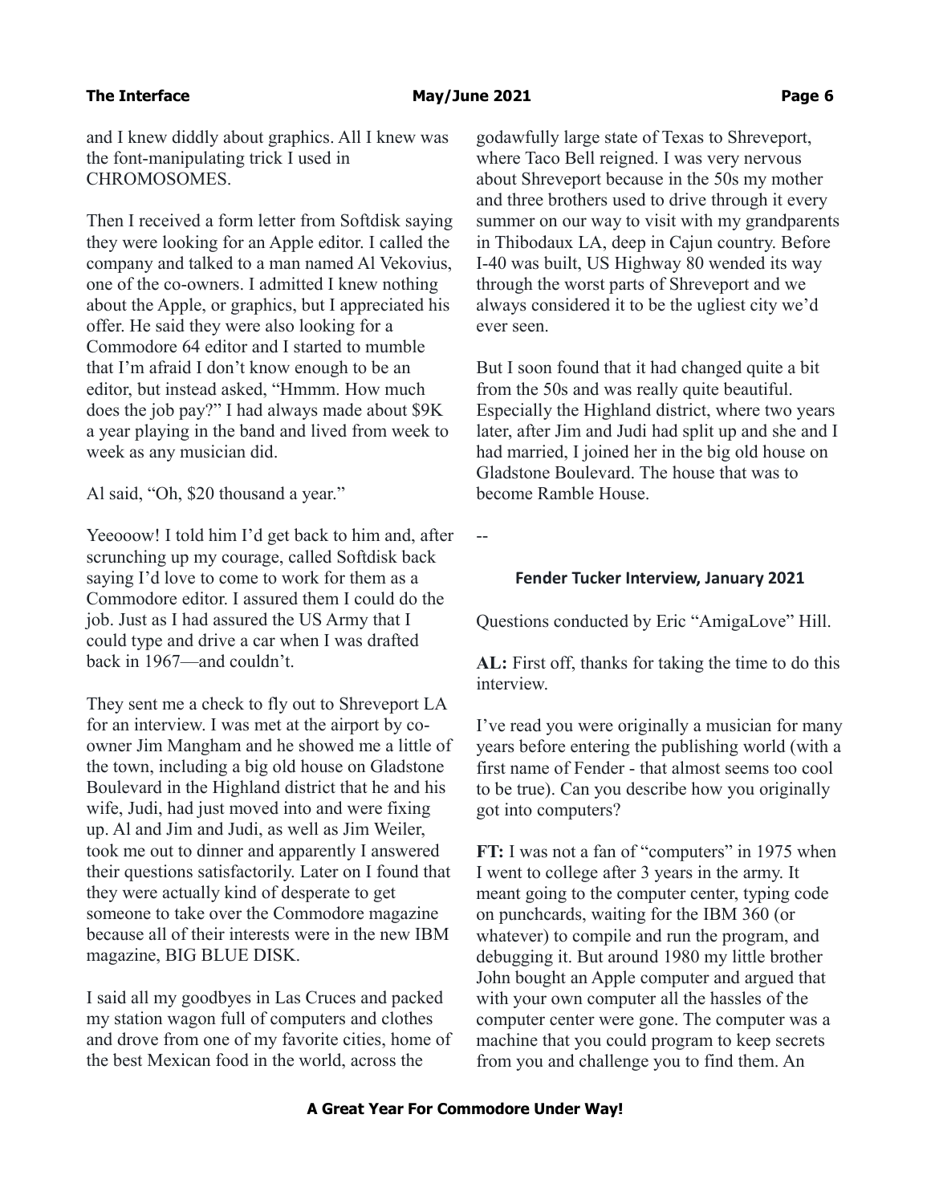and I knew diddly about graphics. All I knew was the font-manipulating trick I used in CHROMOSOMES.

Then I received a form letter from Softdisk saying they were looking for an Apple editor. I called the company and talked to a man named Al Vekovius, one of the co-owners. I admitted I knew nothing about the Apple, or graphics, but I appreciated his offer. He said they were also looking for a Commodore 64 editor and I started to mumble that I'm afraid I don't know enough to be an editor, but instead asked, "Hmmm. How much does the job pay?" I had always made about $9K a year playing in the band and lived from week to week as any musician did.

Al said, "Oh, $20 thousand a year."

Yeeooow! I told him I'd get back to him and, after scrunching up my courage, called Softdisk back saying I'd love to come to work for them as a Commodore editor. I assured them I could do the job. Just as I had assured the US Army that I could type and drive a car when I was drafted back in 1967—and couldn't.

They sent me a check to fly out to Shreveport LA for an interview. I was met at the airport by co-owner Jim Mangham and he showed me a little of the town, including a big old house on Gladstone Boulevard in the Highland district that he and his wife, Judi, had just moved into and were fixing up. Al and Jim and Judi, as well as Jim Weiler, took me out to dinner and apparently I answered their questions satisfactorily. Later on I found that they were actually kind of desperate to get someone to take over the Commodore magazine because all of their interests were in the new IBM magazine, BIG BLUE DISK.

I said all my goodbyes in Las Cruces and packed my station wagon full of computers and clothes and drove from one of my favorite cities, home of the best Mexican food in the world, across the godawfully large state of Texas to Shreveport, where Taco Bell reigned. I was very nervous about Shreveport because in the 50s my mother and three brothers used to drive through it every summer on our way to visit with my grandparents in Thibodaux LA, deep in Cajun country. Before I-40 was built, US Highway 80 wended its way through the worst parts of Shreveport and we always considered it to be the ugliest city we'd ever seen.

But I soon found that it had changed quite a bit from the 50s and was really quite beautiful. Especially the Highland district, where two years later, after Jim and Judi had split up and she and I had married, I joined her in the big old house on Gladstone Boulevard. The house that was to become Ramble House.

--

### Fender Tucker Interview, January 2021

Questions conducted by Eric "AmigaLove" Hill.

**AL:** First off, thanks for taking the time to do this interview.

I've read you were originally a musician for many years before entering the publishing world (with a first name of Fender - that almost seems too cool to be true). Can you describe how you originally got into computers?

**FT:** I was not a fan of "computers" in 1975 when I went to college after 3 years in the army. It meant going to the computer center, typing code on punchcards, waiting for the IBM 360 (or whatever) to compile and run the program, and debugging it. But around 1980 my little brother John bought an Apple computer and argued that with your own computer all the hassles of the computer center were gone. The computer was a machine that you could program to keep secrets from you and challenge you to find them. An

**A Great Year For Commodore Under Way!**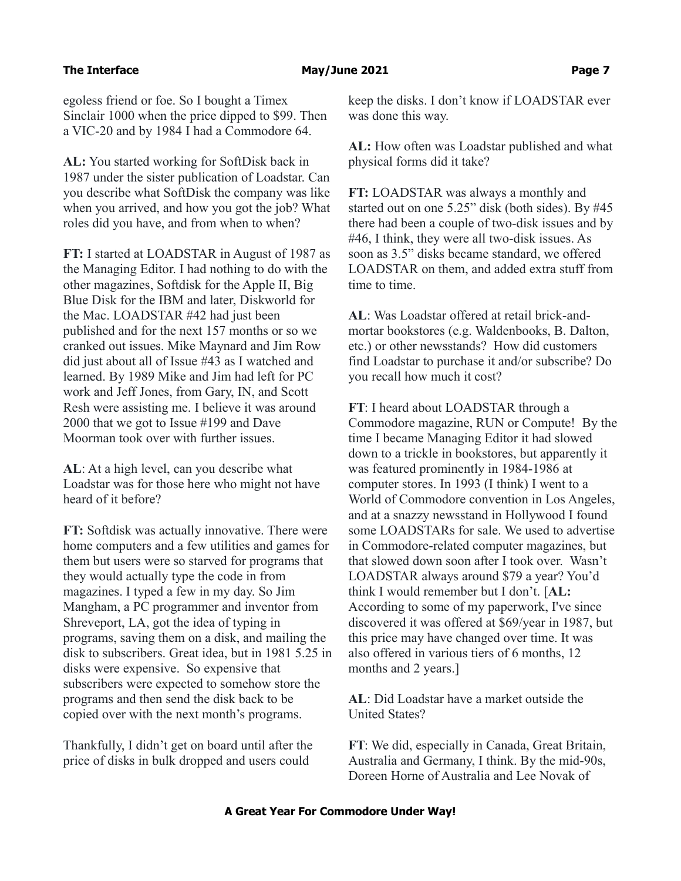egoless friend or foe. So I bought a Timex Sinclair 1000 when the price dipped to $99. Then a VIC-20 and by 1984 I had a Commodore 64.

**AL:** You started working for SoftDisk back in 1987 under the sister publication of Loadstar. Can you describe what SoftDisk the company was like when you arrived, and how you got the job? What roles did you have, and from when to when?

**FT:** I started at LOADSTAR in August of 1987 as the Managing Editor. I had nothing to do with the other magazines, Softdisk for the Apple II, Big Blue Disk for the IBM and later, Diskworld for the Mac. LOADSTAR #42 had just been published and for the next 157 months or so we cranked out issues. Mike Maynard and Jim Row did just about all of Issue #43 as I watched and learned. By 1989 Mike and Jim had left for PC work and Jeff Jones, from Gary, IN, and Scott Resh were assisting me. I believe it was around 2000 that we got to Issue #199 and Dave Moorman took over with further issues.

**AL**: At a high level, can you describe what Loadstar was for those here who might not have heard of it before?

**FT:** Softdisk was actually innovative. There were home computers and a few utilities and games for them but users were so starved for programs that they would actually type the code in from magazines. I typed a few in my day. So Jim Mangham, a PC programmer and inventor from Shreveport, LA, got the idea of typing in programs, saving them on a disk, and mailing the disk to subscribers. Great idea, but in 1981 5.25 in disks were expensive. So expensive that subscribers were expected to somehow store the programs and then send the disk back to be copied over with the next month's programs.

Thankfully, I didn't get on board until after the price of disks in bulk dropped and users could keep the disks. I don't know if LOADSTAR ever was done this way.

**AL:** How often was Loadstar published and what physical forms did it take?

**FT:** LOADSTAR was always a monthly and started out on one 5.25" disk (both sides). By #45 there had been a couple of two-disk issues and by #46, I think, they were all two-disk issues. As soon as 3.5" disks became standard, we offered LOADSTAR on them, and added extra stuff from time to time.

**AL**: Was Loadstar offered at retail brick-and-mortar bookstores (e.g. Waldenbooks, B. Dalton, etc.) or other newsstands? How did customers find Loadstar to purchase it and/or subscribe? Do you recall how much it cost?

**FT**: I heard about LOADSTAR through a Commodore magazine, RUN or Compute! By the time I became Managing Editor it had slowed down to a trickle in bookstores, but apparently it was featured prominently in 1984-1986 at computer stores. In 1993 (I think) I went to a World of Commodore convention in Los Angeles, and at a snazzy newsstand in Hollywood I found some LOADSTARs for sale. We used to advertise in Commodore-related computer magazines, but that slowed down soon after I took over. Wasn't LOADSTAR always around $79 a year? You'd think I would remember but I don't. [**AL:** According to some of my paperwork, I've since discovered it was offered at $69/year in 1987, but this price may have changed over time. It was also offered in various tiers of 6 months, 12 months and 2 years.]

**AL**: Did Loadstar have a market outside the United States?

**FT**: We did, especially in Canada, Great Britain, Australia and Germany, I think. By the mid-90s, Doreen Horne of Australia and Lee Novak of

**A Great Year For Commodore Under Way!**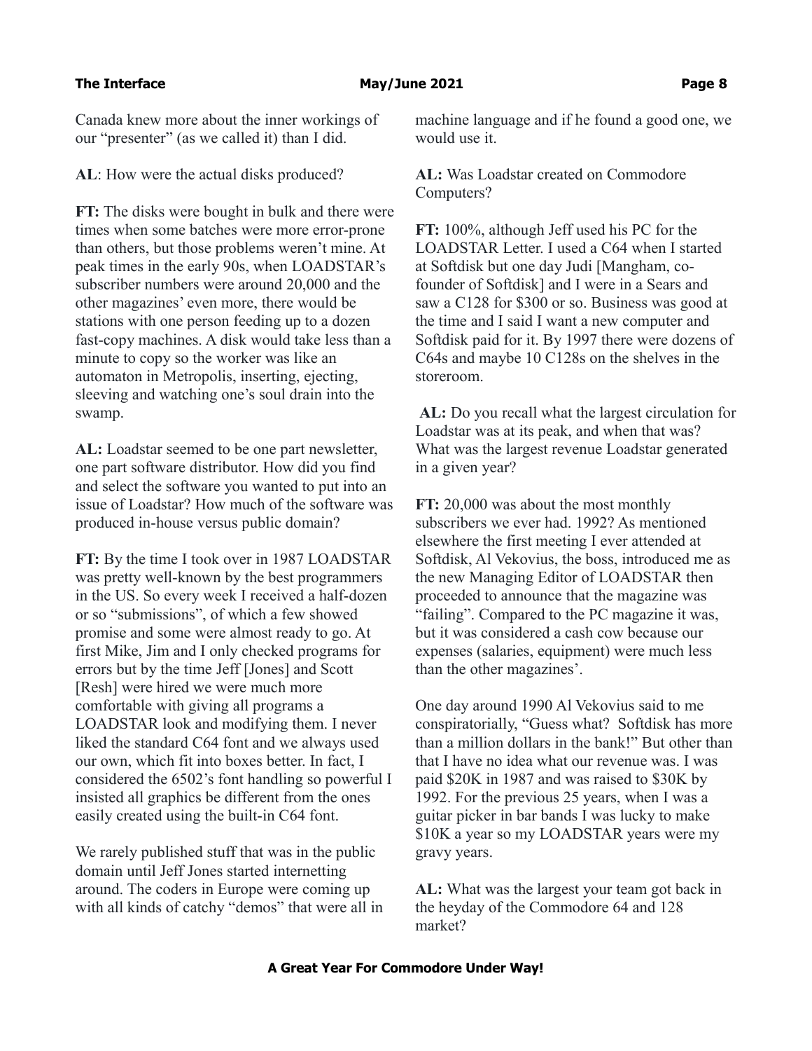Canada knew more about the inner workings of our "presenter" (as we called it) than I did.

**AL**: How were the actual disks produced?

**FT:** The disks were bought in bulk and there were times when some batches were more error-prone than others, but those problems weren't mine. At peak times in the early 90s, when LOADSTAR's subscriber numbers were around 20,000 and the other magazines' even more, there would be stations with one person feeding up to a dozen fast-copy machines. A disk would take less than a minute to copy so the worker was like an automaton in Metropolis, inserting, ejecting, sleeving and watching one's soul drain into the swamp.

**AL:** Loadstar seemed to be one part newsletter, one part software distributor. How did you find and select the software you wanted to put into an issue of Loadstar? How much of the software was produced in-house versus public domain?

**FT:** By the time I took over in 1987 LOADSTAR was pretty well-known by the best programmers in the US. So every week I received a half-dozen or so "submissions", of which a few showed promise and some were almost ready to go. At first Mike, Jim and I only checked programs for errors but by the time Jeff [Jones] and Scott [Resh] were hired we were much more comfortable with giving all programs a LOADSTAR look and modifying them. I never liked the standard C64 font and we always used our own, which fit into boxes better. In fact, I considered the 6502's font handling so powerful I insisted all graphics be different from the ones easily created using the built-in C64 font.

We rarely published stuff that was in the public domain until Jeff Jones started internetting around. The coders in Europe were coming up with all kinds of catchy "demos" that were all in machine language and if he found a good one, we would use it.

**AL:** Was Loadstar created on Commodore Computers?

**FT:** 100%, although Jeff used his PC for the LOADSTAR Letter. I used a C64 when I started at Softdisk but one day Judi [Mangham, co-founder of Softdisk] and I were in a Sears and saw a C128 for $300 or so. Business was good at the time and I said I want a new computer and Softdisk paid for it. By 1997 there were dozens of C64s and maybe 10 C128s on the shelves in the storeroom.

**AL:** Do you recall what the largest circulation for Loadstar was at its peak, and when that was? What was the largest revenue Loadstar generated in a given year?

**FT:** 20,000 was about the most monthly subscribers we ever had. 1992? As mentioned elsewhere the first meeting I ever attended at Softdisk, Al Vekovius, the boss, introduced me as the new Managing Editor of LOADSTAR then proceeded to announce that the magazine was "failing". Compared to the PC magazine it was, but it was considered a cash cow because our expenses (salaries, equipment) were much less than the other magazines'.

One day around 1990 Al Vekovius said to me conspiratorially, "Guess what? Softdisk has more than a million dollars in the bank!" But other than that I have no idea what our revenue was. I was paid $20K in 1987 and was raised to $30K by 1992. For the previous 25 years, when I was a guitar picker in bar bands I was lucky to make $10K a year so my LOADSTAR years were my gravy years.

**AL:** What was the largest your team got back in the heyday of the Commodore 64 and 128 market?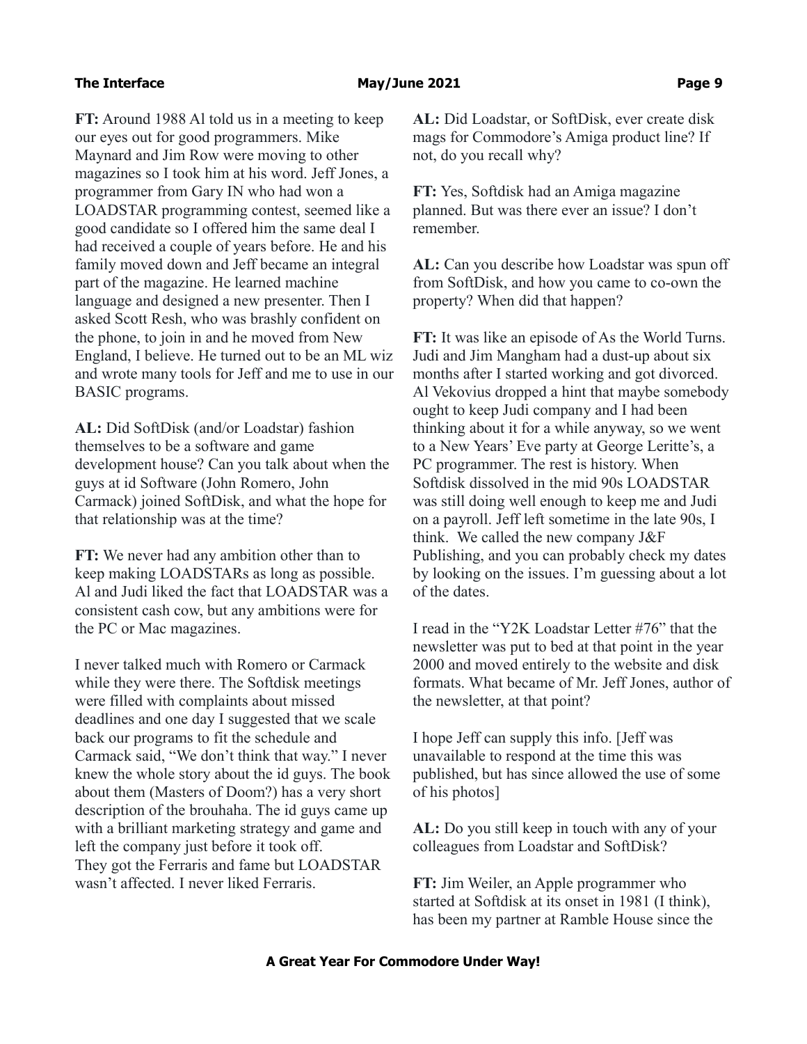**FT:** Around 1988 Al told us in a meeting to keep our eyes out for good programmers. Mike Maynard and Jim Row were moving to other magazines so I took him at his word. Jeff Jones, a programmer from Gary IN who had won a LOADSTAR programming contest, seemed like a good candidate so I offered him the same deal I had received a couple of years before. He and his family moved down and Jeff became an integral part of the magazine. He learned machine language and designed a new presenter. Then I asked Scott Resh, who was brashly confident on the phone, to join in and he moved from New England, I believe. He turned out to be an ML wiz and wrote many tools for Jeff and me to use in our BASIC programs.

**AL:** Did SoftDisk (and/or Loadstar) fashion themselves to be a software and game development house? Can you talk about when the guys at id Software (John Romero, John Carmack) joined SoftDisk, and what the hope for that relationship was at the time?

**FT:** We never had any ambition other than to keep making LOADSTARs as long as possible. Al and Judi liked the fact that LOADSTAR was a consistent cash cow, but any ambitions were for the PC or Mac magazines.

I never talked much with Romero or Carmack while they were there. The Softdisk meetings were filled with complaints about missed deadlines and one day I suggested that we scale back our programs to fit the schedule and Carmack said, "We don't think that way." I never knew the whole story about the id guys. The book about them (Masters of Doom?) has a very short description of the brouhaha. The id guys came up with a brilliant marketing strategy and game and left the company just before it took off. They got the Ferraris and fame but LOADSTAR wasn't affected. I never liked Ferraris.

**AL:** Did Loadstar, or SoftDisk, ever create disk mags for Commodore's Amiga product line? If not, do you recall why?

**FT:** Yes, Softdisk had an Amiga magazine planned. But was there ever an issue? I don't remember.

**AL:** Can you describe how Loadstar was spun off from SoftDisk, and how you came to co-own the property? When did that happen?

**FT:** It was like an episode of As the World Turns. Judi and Jim Mangham had a dust-up about six months after I started working and got divorced. Al Vekovius dropped a hint that maybe somebody ought to keep Judi company and I had been thinking about it for a while anyway, so we went to a New Years' Eve party at George Leritte's, a PC programmer. The rest is history. When Softdisk dissolved in the mid 90s LOADSTAR was still doing well enough to keep me and Judi on a payroll. Jeff left sometime in the late 90s, I think. We called the new company J&F Publishing, and you can probably check my dates by looking on the issues. I'm guessing about a lot of the dates.

I read in the "Y2K Loadstar Letter #76" that the newsletter was put to bed at that point in the year 2000 and moved entirely to the website and disk formats. What became of Mr. Jeff Jones, author of the newsletter, at that point?

I hope Jeff can supply this info. [Jeff was unavailable to respond at the time this was published, but has since allowed the use of some of his photos]

**AL:** Do you still keep in touch with any of your colleagues from Loadstar and SoftDisk?

**FT:** Jim Weiler, an Apple programmer who started at Softdisk at its onset in 1981 (I think), has been my partner at Ramble House since the

**A Great Year For Commodore Under Way!**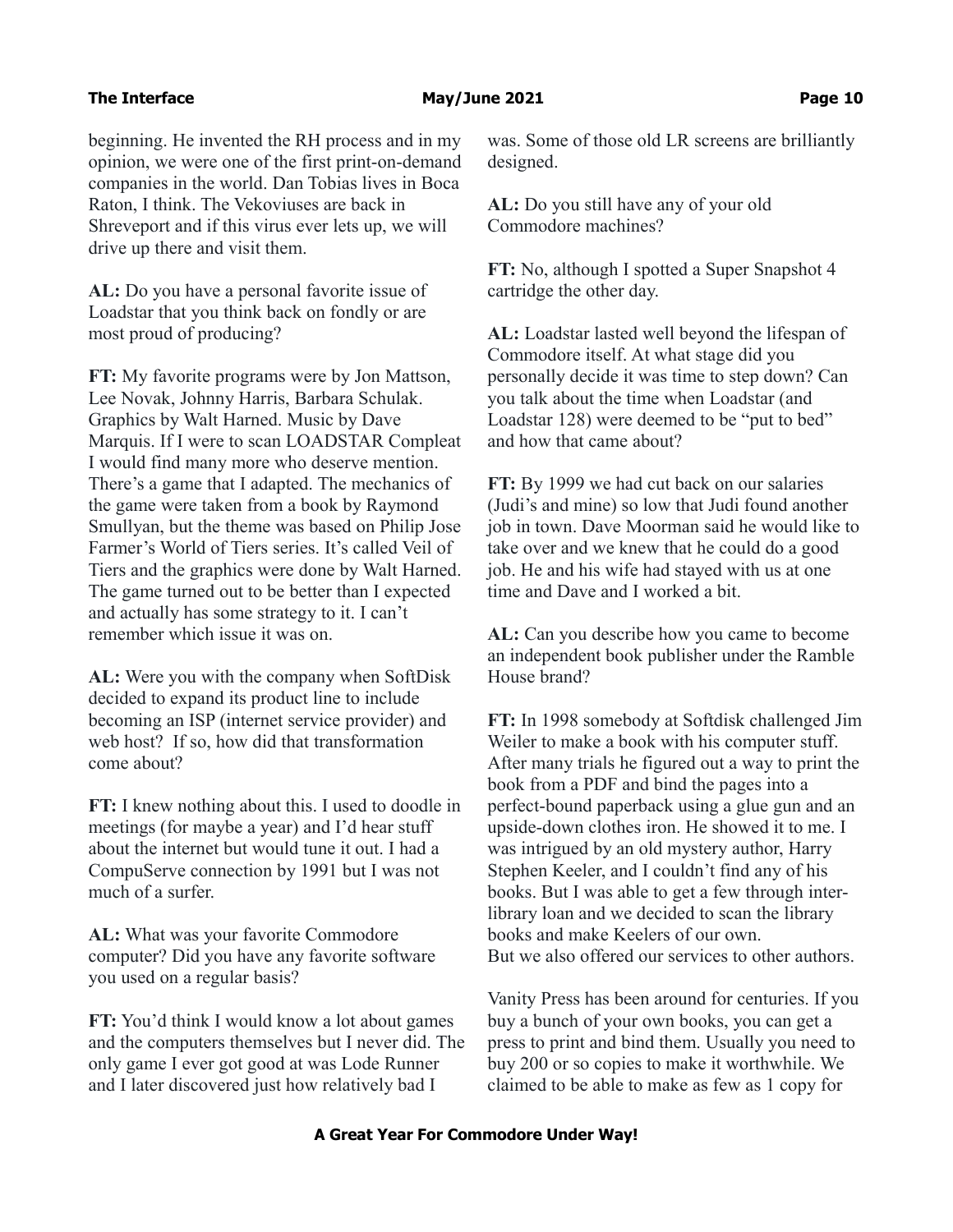beginning. He invented the RH process and in my opinion, we were one of the first print-on-demand companies in the world. Dan Tobias lives in Boca Raton, I think. The Vekoviuses are back in Shreveport and if this virus ever lets up, we will drive up there and visit them.

**AL:** Do you have a personal favorite issue of Loadstar that you think back on fondly or are most proud of producing?

**FT:** My favorite programs were by Jon Mattson, Lee Novak, Johnny Harris, Barbara Schulak. Graphics by Walt Harned. Music by Dave Marquis. If I were to scan LOADSTAR Compleat I would find many more who deserve mention. There's a game that I adapted. The mechanics of the game were taken from a book by Raymond Smullyan, but the theme was based on Philip Jose Farmer's World of Tiers series. It's called Veil of Tiers and the graphics were done by Walt Harned. The game turned out to be better than I expected and actually has some strategy to it. I can't remember which issue it was on.

**AL:** Were you with the company when SoftDisk decided to expand its product line to include becoming an ISP (internet service provider) and web host? If so, how did that transformation come about?

**FT:** I knew nothing about this. I used to doodle in meetings (for maybe a year) and I'd hear stuff about the internet but would tune it out. I had a CompuServe connection by 1991 but I was not much of a surfer.

**AL:** What was your favorite Commodore computer? Did you have any favorite software you used on a regular basis?

**FT:** You'd think I would know a lot about games and the computers themselves but I never did. The only game I ever got good at was Lode Runner and I later discovered just how relatively bad I was. Some of those old LR screens are brilliantly designed.

**AL:** Do you still have any of your old Commodore machines?

**FT:** No, although I spotted a Super Snapshot 4 cartridge the other day.

**AL:** Loadstar lasted well beyond the lifespan of Commodore itself. At what stage did you personally decide it was time to step down? Can you talk about the time when Loadstar (and Loadstar 128) were deemed to be "put to bed" and how that came about?

**FT:** By 1999 we had cut back on our salaries (Judi's and mine) so low that Judi found another job in town. Dave Moorman said he would like to take over and we knew that he could do a good job. He and his wife had stayed with us at one time and Dave and I worked a bit.

**AL:** Can you describe how you came to become an independent book publisher under the Ramble House brand?

**FT:** In 1998 somebody at Softdisk challenged Jim Weiler to make a book with his computer stuff. After many trials he figured out a way to print the book from a PDF and bind the pages into a perfect-bound paperback using a glue gun and an upside-down clothes iron. He showed it to me. I was intrigued by an old mystery author, Harry Stephen Keeler, and I couldn't find any of his books. But I was able to get a few through inter-library loan and we decided to scan the library books and make Keelers of our own.
But we also offered our services to other authors.

Vanity Press has been around for centuries. If you buy a bunch of your own books, you can get a press to print and bind them. Usually you need to buy 200 or so copies to make it worthwhile. We claimed to be able to make as few as 1 copy for

**A Great Year For Commodore Under Way!**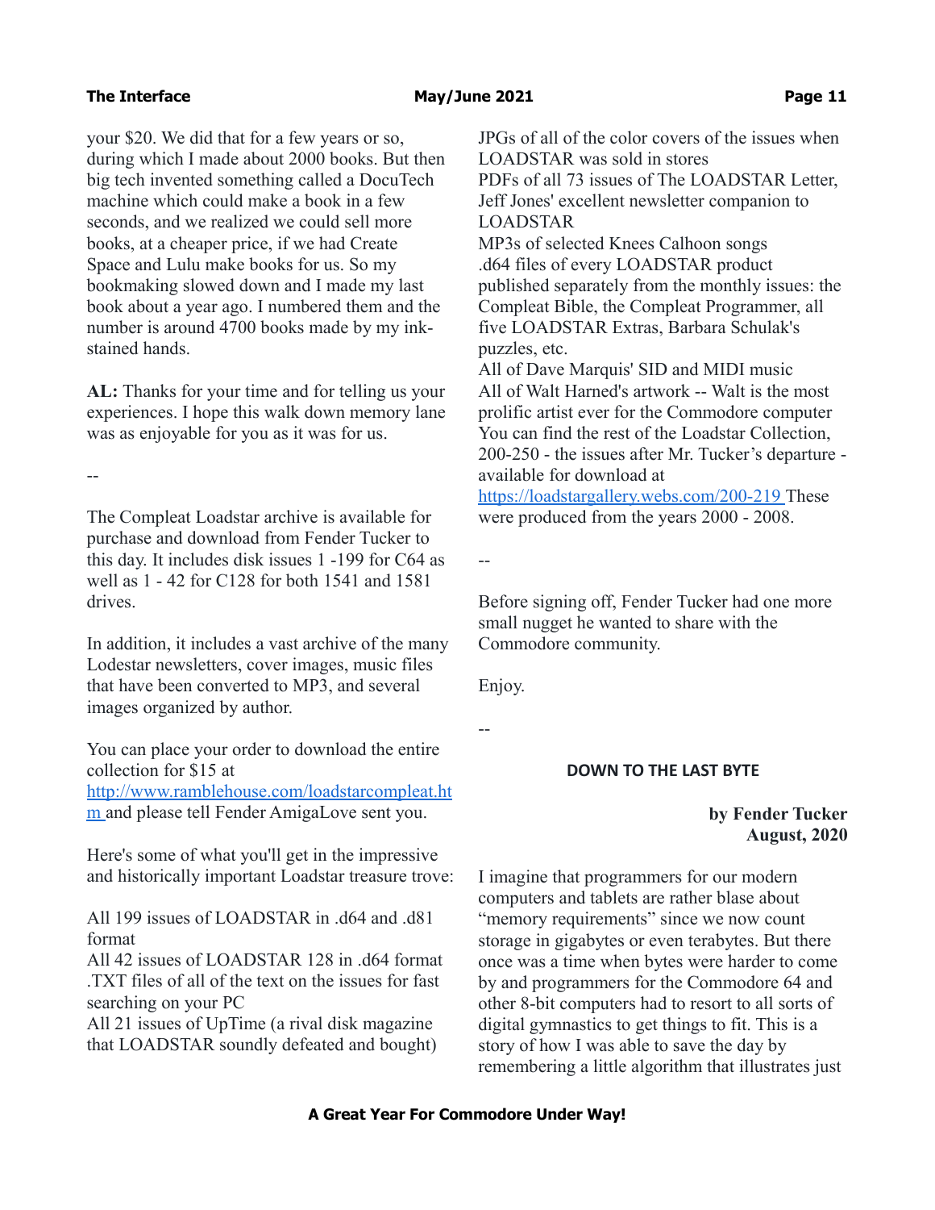your $20. We did that for a few years or so, during which I made about 2000 books. But then big tech invented something called a DocuTech machine which could make a book in a few seconds, and we realized we could sell more books, at a cheaper price, if we had Create Space and Lulu make books for us. So my bookmaking slowed down and I made my last book about a year ago. I numbered them and the number is around 4700 books made by my ink-stained hands.

**AL:** Thanks for your time and for telling us your experiences. I hope this walk down memory lane was as enjoyable for you as it was for us.

--

The Compleat Loadstar archive is available for purchase and download from Fender Tucker to this day. It includes disk issues 1 -199 for C64 as well as 1 - 42 for C128 for both 1541 and 1581 drives.

In addition, it includes a vast archive of the many Lodestar newsletters, cover images, music files that have been converted to MP3, and several images organized by author.

You can place your order to download the entire collection for $15 at [http://www.ramblehouse.com/loadstarcompleat.htm](http://www.ramblehouse.com/loadstarcompleat.htm) and please tell Fender AmigaLove sent you.

Here's some of what you'll get in the impressive and historically important Loadstar treasure trove:

All 199 issues of LOADSTAR in .d64 and .d81 format
All 42 issues of LOADSTAR 128 in .d64 format
.TXT files of all of the text on the issues for fast searching on your PC
All 21 issues of UpTime (a rival disk magazine that LOADSTAR soundly defeated and bought)
JPGs of all of the color covers of the issues when LOADSTAR was sold in stores
PDFs of all 73 issues of The LOADSTAR Letter, Jeff Jones' excellent newsletter companion to LOADSTAR
MP3s of selected Knees Calhoon songs
.d64 files of every LOADSTAR product published separately from the monthly issues: the Compleat Bible, the Compleat Programmer, all five LOADSTAR Extras, Barbara Schulak's puzzles, etc.
All of Dave Marquis' SID and MIDI music
All of Walt Harned's artwork -- Walt is the most prolific artist ever for the Commodore computer
You can find the rest of the Loadstar Collection, 200-250 - the issues after Mr. Tucker's departure - available for download at [https://loadstargallery.webs.com/200-219](https://loadstargallery.webs.com/200-219) These were produced from the years 2000 - 2008.

--

Before signing off, Fender Tucker had one more small nugget he wanted to share with the Commodore community.

Enjoy.

--

## DOWN TO THE LAST BYTE

**by Fender Tucker**
**August, 2020**

I imagine that programmers for our modern computers and tablets are rather blase about "memory requirements" since we now count storage in gigabytes or even terabytes. But there once was a time when bytes were harder to come by and programmers for the Commodore 64 and other 8-bit computers had to resort to all sorts of digital gymnastics to get things to fit. This is a story of how I was able to save the day by remembering a little algorithm that illustrates just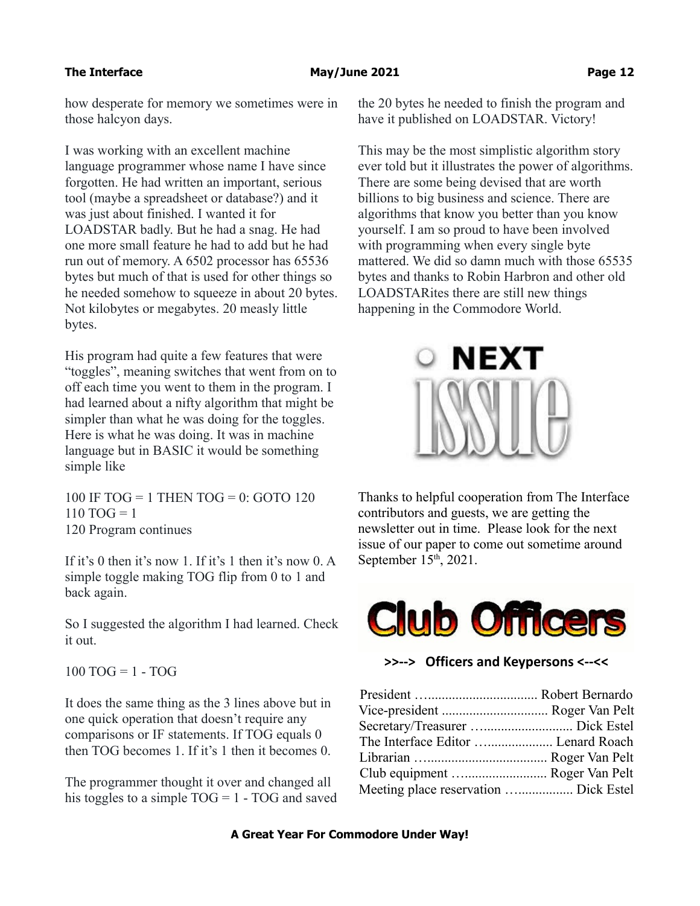how desperate for memory we sometimes were in those halcyon days.

I was working with an excellent machine language programmer whose name I have since forgotten. He had written an important, serious tool (maybe a spreadsheet or database?) and it was just about finished. I wanted it for LOADSTAR badly. But he had a snag. He had one more small feature he had to add but he had run out of memory. A 6502 processor has 65536 bytes but much of that is used for other things so he needed somehow to squeeze in about 20 bytes. Not kilobytes or megabytes. 20 measly little bytes.

His program had quite a few features that were "toggles", meaning switches that went from on to off each time you went to them in the program. I had learned about a nifty algorithm that might be simpler than what he was doing for the toggles. Here is what he was doing. It was in machine language but in BASIC it would be something simple like

```
100 IF TOG = 1 THEN TOG = 0: GOTO 120
110 TOG = 1
120 Program continues
```

If it's 0 then it's now 1. If it's 1 then it's now 0. A simple toggle making TOG flip from 0 to 1 and back again.

So I suggested the algorithm I had learned. Check it out.

```
100 TOG = 1 - TOG
```

It does the same thing as the 3 lines above but in one quick operation that doesn't require any comparisons or IF statements. If TOG equals 0 then TOG becomes 1. If it's 1 then it becomes 0.

The programmer thought it over and changed all his toggles to a simple TOG = 1 - TOG and saved the 20 bytes he needed to finish the program and have it published on LOADSTAR. Victory!

This may be the most simplistic algorithm story ever told but it illustrates the power of algorithms. There are some being devised that are worth billions to big business and science. There are algorithms that know you better than you know yourself. I am so proud to have been involved with programming when every single byte mattered. We did so damn much with those 65535 bytes and thanks to Robin Harbron and other old LOADSTARites there are still new things happening in the Commodore World.

## NEXT ISSUE

Thanks to helpful cooperation from The Interface contributors and guests, we are getting the newsletter out in time. Please look for the next issue of our paper to come out sometime around September 15th, 2021.

## Club Officers

**>>--> Officers and Keypersons <--<<**

President ….............................. Robert Bernardo
Vice-president ............................... Roger Van Pelt
Secretary/Treasurer …........................ Dick Estel
The Interface Editor …................... Lenard Roach
Librarian ….................................. Roger Van Pelt
Club equipment …......................... Roger Van Pelt
Meeting place reservation ….............. Dick Estel

**A Great Year For Commodore Under Way!**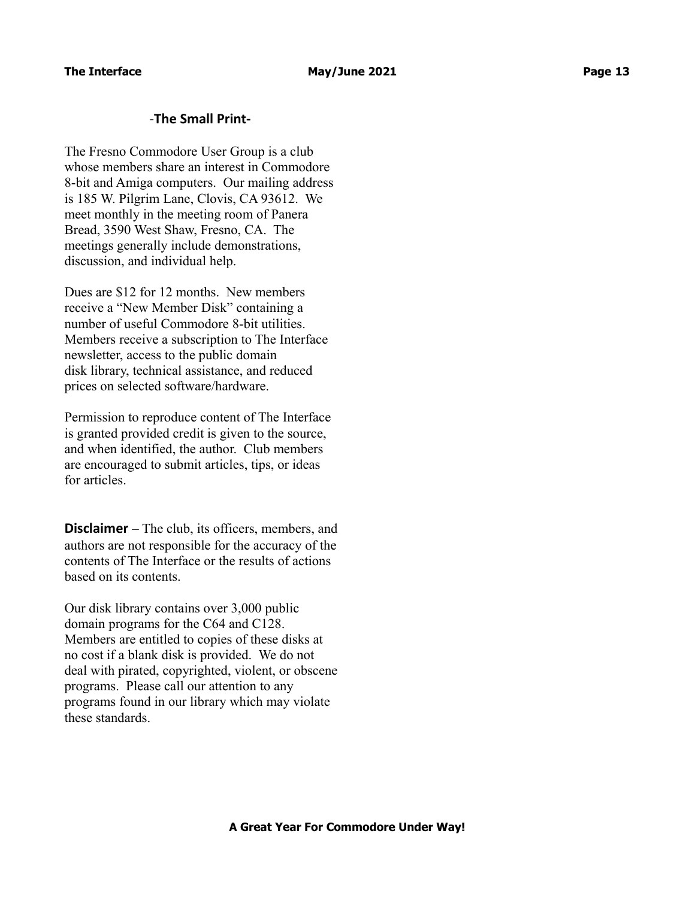## -The Small Print-

The Fresno Commodore User Group is a club whose members share an interest in Commodore 8-bit and Amiga computers. Our mailing address is 185 W. Pilgrim Lane, Clovis, CA 93612. We meet monthly in the meeting room of Panera Bread, 3590 West Shaw, Fresno, CA. The meetings generally include demonstrations, discussion, and individual help.

Dues are $12 for 12 months. New members receive a "New Member Disk" containing a number of useful Commodore 8-bit utilities. Members receive a subscription to The Interface newsletter, access to the public domain disk library, technical assistance, and reduced prices on selected software/hardware.

Permission to reproduce content of The Interface is granted provided credit is given to the source, and when identified, the author. Club members are encouraged to submit articles, tips, or ideas for articles.

**Disclaimer** – The club, its officers, members, and authors are not responsible for the accuracy of the contents of The Interface or the results of actions based on its contents.

Our disk library contains over 3,000 public domain programs for the C64 and C128. Members are entitled to copies of these disks at no cost if a blank disk is provided. We do not deal with pirated, copyrighted, violent, or obscene programs. Please call our attention to any programs found in our library which may violate these standards.

**A Great Year For Commodore Under Way!**